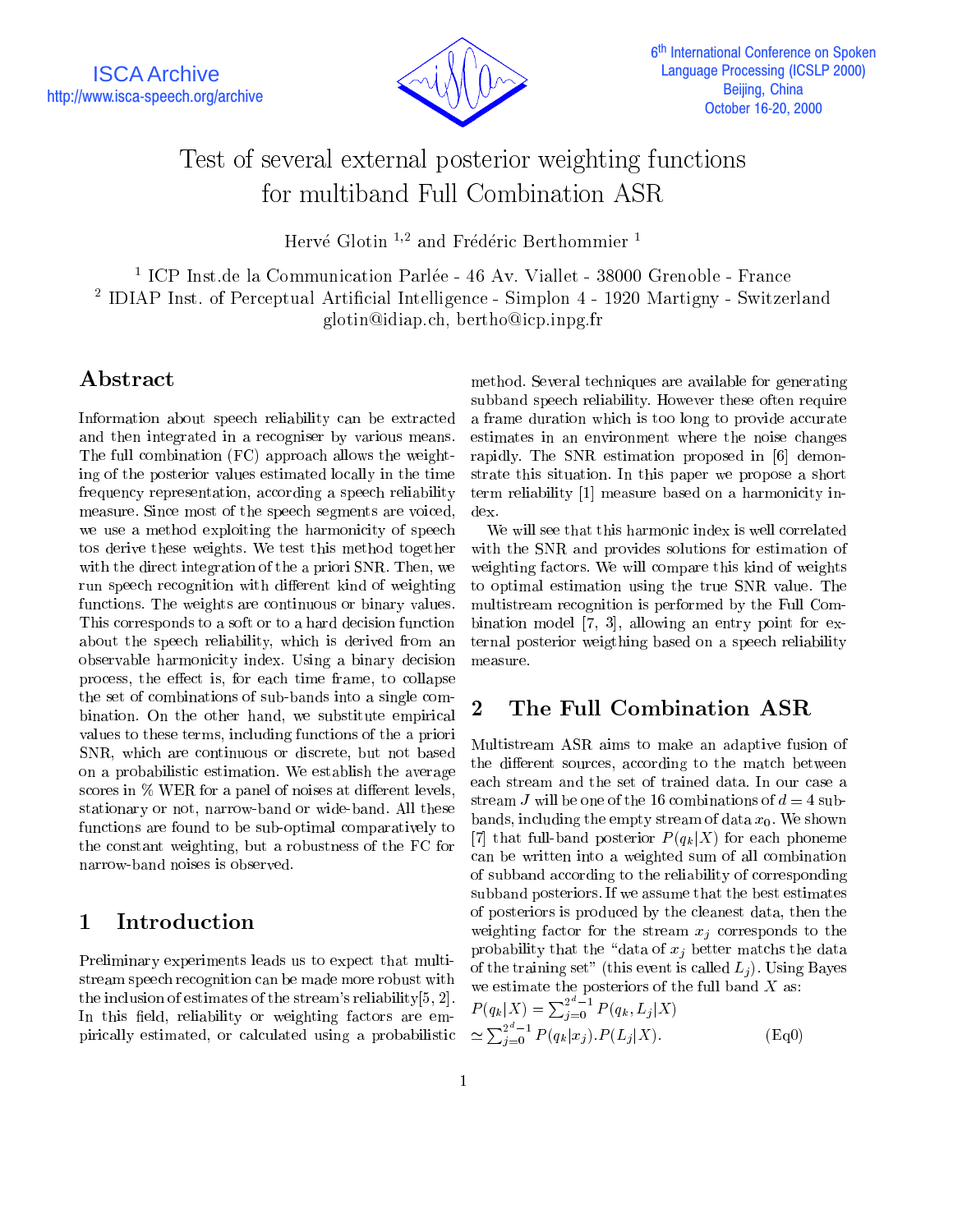# Test of several external posterior weighting functions for multiband Full Combination ASR

Hervé Glotin [1,2] and Frédéric Berthommier [1]

[1] ICP Inst.de la Communication Parlée - 46 Av. Viallet - 38000 Grenoble - France
[2] IDIAP Inst. of Perceptual Artificial Intelligence - Simplon 4 - 1920 Martigny - Switzerland
glotin@idiap.ch, bertho@icp.inpg.fr

## Abstract

Information about speech reliability can be extracted and then integrated in a recogniser by various means. The full combination (FC) approach allows the weighting of the posterior values estimated locally in the time frequency representation, according a speech reliability measure. Since most of the speech segments are voiced, we use a method exploiting the harmonicity of speech tos derive these weights. We test this method together with the direct integration of the a priori SNR. Then, we run speech recognition with different kind of weighting functions. The weights are continuous or binary values. This corresponds to a soft or to a hard decision function about the speech reliability, which is derived from an observable harmonicity index. Using a binary decision process, the effect is, for each time frame, to collapse the set of combinations of sub-bands into a single combination. On the other hand, we substitute empirical values to these terms, including functions of the a priori SNR, which are continuous or discrete, but not based on a probabilistic estimation. We establish the average scores in % WER for a panel of noises at different levels, stationary or not, narrow-band or wide-band. All these functions are found to be sub-optimal comparatively to the constant weighting, but a robustness of the FC for narrow-band noises is observed.

## 1 Introduction

Preliminary experiments leads us to expect that multi-stream speech recognition can be made more robust with the inclusion of estimates of the stream's reliability[5, 2]. In this field, reliability or weighting factors are empirically estimated, or calculated using a probabilistic method. Several techniques are available for generating subband speech reliability. However these often require a frame duration which is too long to provide accurate estimates in an environment where the noise changes rapidly. The SNR estimation proposed in [6] demonstrate this situation. In this paper we propose a short term reliability [1] measure based on a harmonicity index.

We will see that this harmonic index is well correlated with the SNR and provides solutions for estimation of weighting factors. We will compare this kind of weights to optimal estimation using the true SNR value. The multistream recognition is performed by the Full Combination model [7, 3], allowing an entry point for external posterior weigthing based on a speech reliability measure.

## 2 The Full Combination ASR

Multistream ASR aims to make an adaptive fusion of the different sources, according to the match between each stream and the set of trained data. In our case a stream $J$ will be one of the 16 combinations of $d = 4$ subbands, including the empty stream of data $x_0$. We shown [7] that full-band posterior $P(q_k|X)$ for each phoneme can be written into a weighted sum of all combination of subband according to the reliability of corresponding subband posteriors. If we assume that the best estimates of posteriors is produced by the cleanest data, then the weighting factor for the stream $x_j$ corresponds to the probability that the "data of $x_j$ better matchs the data of the training set" (this event is called $L_j$). Using Bayes we estimate the posteriors of the full band $X$ as:

$$P(q_k|X) = \sum_{j=0}^{2^d-1} P(q_k, L_j|X)$$
$$\simeq \sum_{j=0}^{2^d-1} P(q_k|x_j).P(L_j|X). \qquad \text{(Eq0)}$$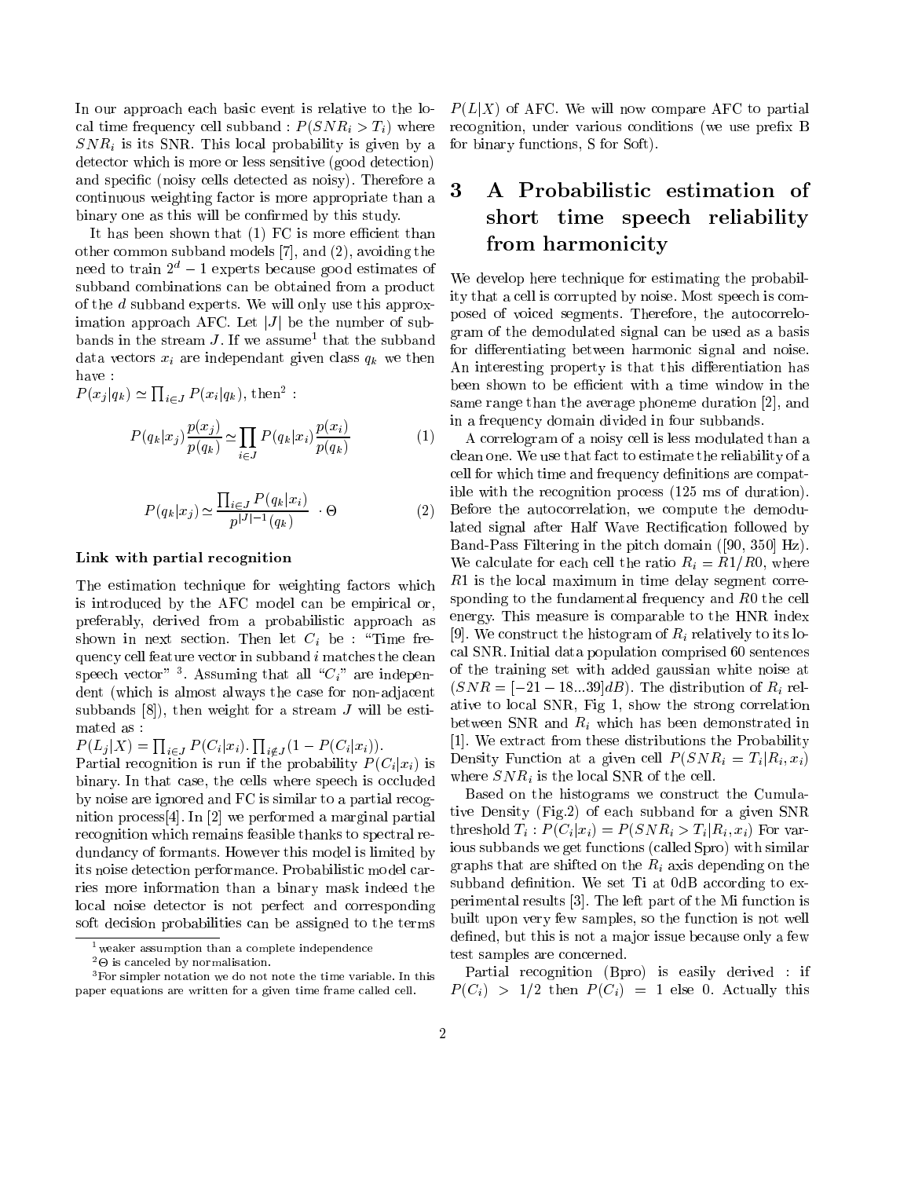In our approach each basic event is relative to the local time frequency cell subband : $P(SNR_i > T_i)$ where $SNR_i$ is its SNR. This local probability is given by a detector which is more or less sensitive (good detection) and specific (noisy cells detected as noisy). Therefore a continuous weighting factor is more appropriate than a binary one as this will be confirmed by this study.

It has been shown that (1) FC is more efficient than other common subband models [7], and (2), avoiding the need to train $2^d - 1$ experts because good estimates of subband combinations can be obtained from a product of the $d$ subband experts. We will only use this approximation approach AFC. Let $|J|$ be the number of subbands in the stream $J$. If we assume[1] that the subband data vectors $x_i$ are independant given class $q_k$ we then have :

$P(x_j|q_k) \simeq \prod_{i \in J} P(x_i|q_k)$, then[2] :

$$P(q_k|x_j)\frac{p(x_j)}{p(q_k)} \simeq \prod_{i \in J} P(q_k|x_i)\frac{p(x_i)}{p(q_k)} \quad (1)$$

$$P(q_k|x_j) \simeq \frac{\prod_{i \in J} P(q_k|x_i)}{p^{|J|-1}(q_k)} \cdot \Theta \quad (2)$$

#### Link with partial recognition

The estimation technique for weighting factors which is introduced by the AFC model can be empirical or, preferably, derived from a probabilistic approach as shown in next section. Then let $C_i$ be : "Time frequency cell feature vector in subband $i$ matches the clean speech vector" [3]. Assuming that all "$C_i$" are independent (which is almost always the case for non-adjacent subbands [8]), then weight for a stream $J$ will be estimated as :

$P(L_j|X) = \prod_{i \in J} P(C_i|x_i). \prod_{i \notin J}(1 - P(C_i|x_i))$.

Partial recognition is run if the probability $P(C_i|x_i)$ is binary. In that case, the cells where speech is occluded by noise are ignored and FC is similar to a partial recognition process[4]. In [2] we performed a marginal partial recognition which remains feasible thanks to spectral redundancy of formants. However this model is limited by its noise detection performance. Probabilistic model carries more information than a binary mask indeed the local noise detector is not perfect and corresponding soft decision probabilities can be assigned to the terms $P(L|X)$ of AFC. We will now compare AFC to partial recognition, under various conditions (we use prefix B for binary functions, S for Soft).

# 3 A Probabilistic estimation of short time speech reliability from harmonicity

We develop here technique for estimating the probability that a cell is corrupted by noise. Most speech is composed of voiced segments. Therefore, the autocorrelogram of the demodulated signal can be used as a basis for differentiating between harmonic signal and noise. An interesting property is that this differentiation has been shown to be efficient with a time window in the same range than the average phoneme duration [2], and in a frequency domain divided in four subbands.

A correlogram of a noisy cell is less modulated than a clean one. We use that fact to estimate the reliability of a cell for which time and frequency definitions are compatible with the recognition process (125 ms of duration). Before the autocorrelation, we compute the demodulated signal after Half Wave Rectification followed by Band-Pass Filtering in the pitch domain ([90, 350] Hz). We calculate for each cell the ratio $R_i = R1/R0$, where $R1$ is the local maximum in time delay segment corresponding to the fundamental frequency and $R0$ the cell energy. This measure is comparable to the HNR index [9]. We construct the histogram of $R_i$ relatively to its local SNR. Initial data population comprised 60 sentences of the training set with added gaussian white noise at $(SNR = [-21 - 18...39]dB)$. The distribution of $R_i$ relative to local SNR, Fig 1, show the strong correlation between SNR and $R_i$ which has been demonstrated in [1]. We extract from these distributions the Probability Density Function at a given cell $P(SNR_i = T_i|R_i, x_i)$ where $SNR_i$ is the local SNR of the cell.

Based on the histograms we construct the Cumulative Density (Fig.2) of each subband for a given SNR threshold $T_i : P(C_i|x_i) = P(SNR_i > T_i|R_i, x_i)$ For various subbands we get functions (called Spro) with similar graphs that are shifted on the $R_i$ axis depending on the subband definition. We set Ti at 0dB according to experimental results [3]. The left part of the Mi function is built upon very few samples, so the function is not well defined, but this is not a major issue because only a few test samples are concerned.

Partial recognition (Bpro) is easily derived : if $P(C_i) > 1/2$ then $P(C_i) = 1$ else 0. Actually this

[1] weaker assumption than a complete independence

[2] $\Theta$ is canceled by normalisation.

[3] For simpler notation we do not note the time variable. In this paper equations are written for a given time frame called cell.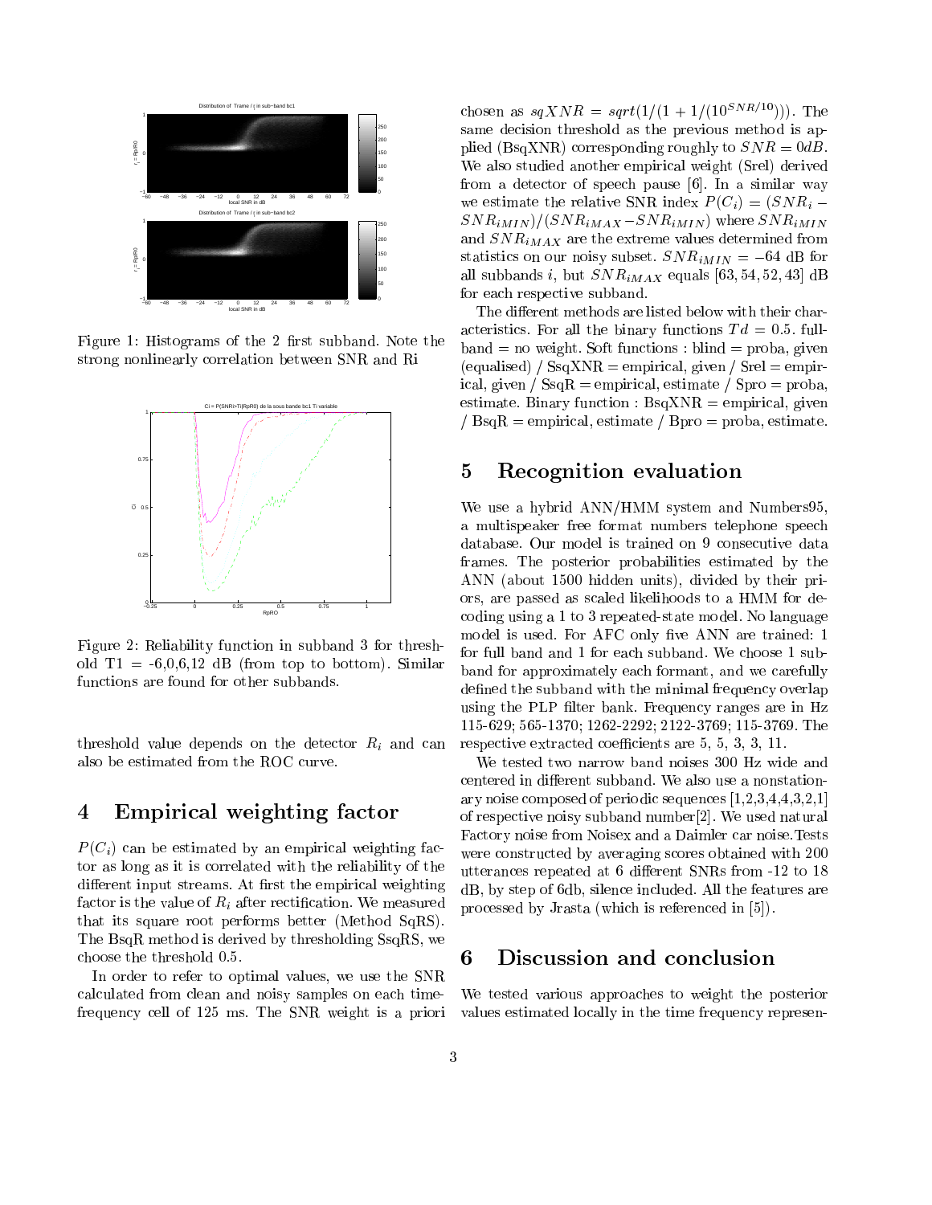Figure 1: Histograms of the 2 first subband. Note the strong nonlinearly correlation between SNR and Ri

Figure 2: Reliability function in subband 3 for threshold T1 = -6,0,6,12 dB (from top to bottom). Similar functions are found for other subbands.

threshold value depends on the detector $R_i$ and can also be estimated from the ROC curve.

# 4 Empirical weighting factor

$P(C_i)$ can be estimated by an empirical weighting factor as long as it is correlated with the reliability of the different input streams. At first the empirical weighting factor is the value of $R_i$ after rectification. We measured that its square root performs better (Method SqRS). The BsqR method is derived by thresholding SsqRS, we choose the threshold 0.5.

In order to refer to optimal values, we use the SNR calculated from clean and noisy samples on each time-frequency cell of 125 ms. The SNR weight is a priori chosen as $sqXNR = sqrt(1/(1+1/(10^{SNR/10})))$. The same decision threshold as the previous method is applied (BsqXNR) corresponding roughly to $SNR = 0dB$. We also studied another empirical weight (Srel) derived from a detector of speech pause [6]. In a similar way we estimate the relative SNR index $P(C_i) = (SNR_i - SNR_{iMIN})/(SNR_{iMAX} - SNR_{iMIN})$ where $SNR_{iMIN}$ and $SNR_{iMAX}$ are the extreme values determined from statistics on our noisy subset. $SNR_{iMIN} = -64$ dB for all subbands $i$, but $SNR_{iMAX}$ equals $[63, 54, 52, 43]$ dB for each respective subband.

The different methods are listed below with their characteristics. For all the binary functions $Td = 0.5$. fullband = no weight. Soft functions : blind = proba, given (equalised) / SsqXNR = empirical, given / Srel = empirical, given / SsqR = empirical, estimate / Spro = proba, estimate. Binary function : BsqXNR = empirical, given / BsqR = empirical, estimate / Bpro = proba, estimate.

# 5 Recognition evaluation

We use a hybrid ANN/HMM system and Numbers95, a multispeaker free format numbers telephone speech database. Our model is trained on 9 consecutive data frames. The posterior probabilities estimated by the ANN (about 1500 hidden units), divided by their priors, are passed as scaled likelihoods to a HMM for decoding using a 1 to 3 repeated-state model. No language model is used. For AFC only five ANN are trained: 1 for full band and 1 for each subband. We choose 1 subband for approximately each formant, and we carefully defined the subband with the minimal frequency overlap using the PLP filter bank. Frequency ranges are in Hz 115-629; 565-1370; 1262-2292; 2122-3769; 115-3769. The respective extracted coefficients are 5, 5, 3, 3, 11.

We tested two narrow band noises 300 Hz wide and centered in different subband. We also use a nonstationary noise composed of periodic sequences [1,2,3,4,4,3,2,1] of respective noisy subband number[2]. We used natural Factory noise from Noisex and a Daimler car noise.Tests were constructed by averaging scores obtained with 200 utterances repeated at 6 different SNRs from -12 to 18 dB, by step of 6db, silence included. All the features are processed by Jrasta (which is referenced in [5]).

# 6 Discussion and conclusion

We tested various approaches to weight the posterior values estimated locally in the time frequency represen-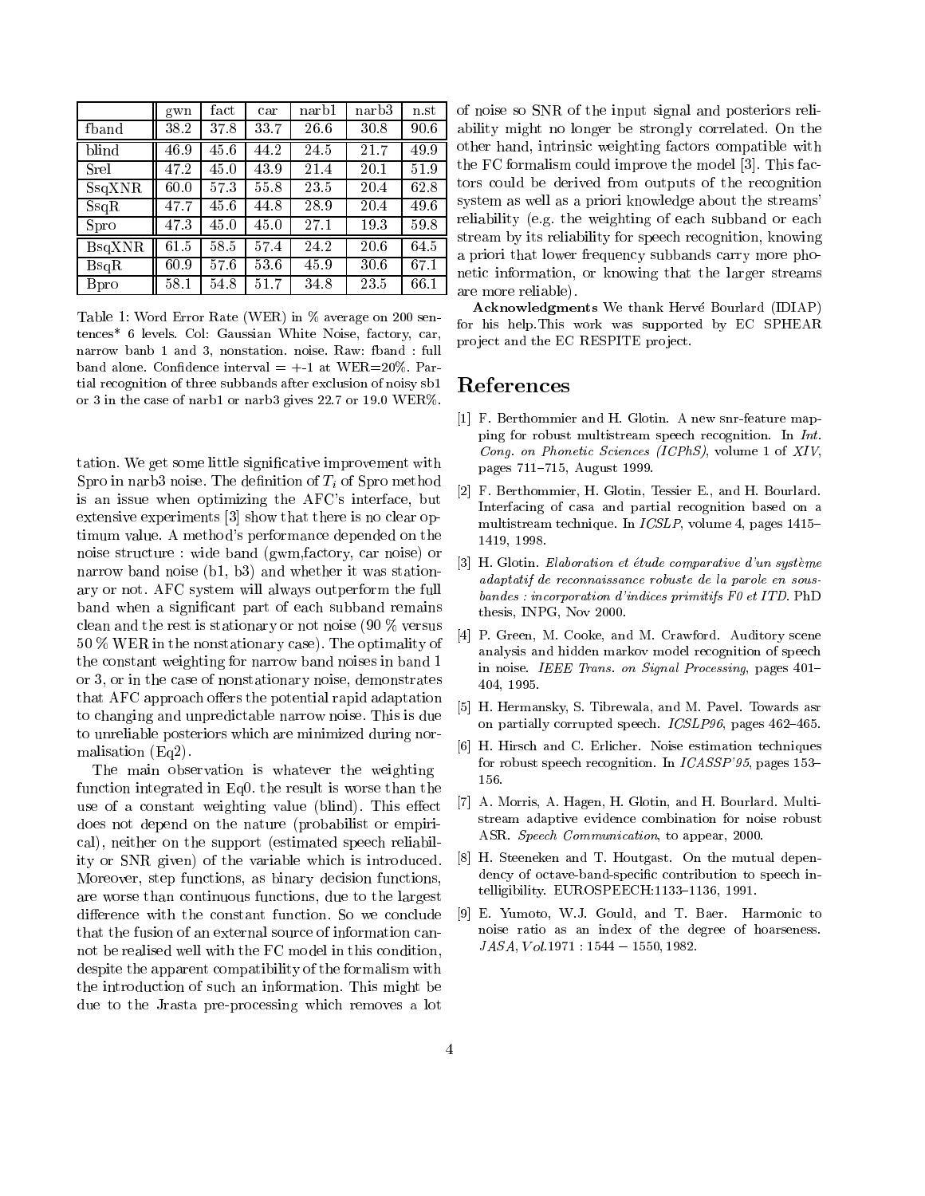| | gwn | fact | car | narb1 | narb3 | n.st |
|---|---|---|---|---|---|---|
| fband | 38.2 | 37.8 | 33.7 | 26.6 | 30.8 | 90.6 |
| blind | 46.9 | 45.6 | 44.2 | 24.5 | 21.7 | 49.9 |
| Srel | 47.2 | 45.0 | 43.9 | 21.4 | 20.1 | 51.9 |
| SsqXNR | 60.0 | 57.3 | 55.8 | 23.5 | 20.4 | 62.8 |
| SsqR | 47.7 | 45.6 | 44.8 | 28.9 | 20.4 | 49.6 |
| Spro | 47.3 | 45.0 | 45.0 | 27.1 | 19.3 | 59.8 |
| BsqXNR | 61.5 | 58.5 | 57.4 | 24.2 | 20.6 | 64.5 |
| BsqR | 60.9 | 57.6 | 53.6 | 45.9 | 30.6 | 67.1 |
| Bpro | 58.1 | 54.8 | 51.7 | 34.8 | 23.5 | 66.1 |

Table 1: Word Error Rate (WER) in % average on 200 sentences* 6 levels. Col: Gaussian White Noise, factory, car, narrow banb 1 and 3, nonstation. noise. Raw: fband : full band alone. Confidence interval = +-1 at WER=20%. Partial recognition of three subbands after exclusion of noisy sb1 or 3 in the case of narb1 or narb3 gives 22.7 or 19.0 WER%.

tation. We get some little significative improvement with Spro in narb3 noise. The definition of $T_i$ of Spro method is an issue when optimizing the AFC's interface, but extensive experiments [3] show that there is no clear optimum value. A method's performance depended on the noise structure : wide band (gwn,factory, car noise) or narrow band noise (b1, b3) and whether it was stationary or not. AFC system will always outperform the full band when a significant part of each subband remains clean and the rest is stationary or not noise (90 % versus 50 % WER in the nonstationary case). The optimality of the constant weighting for narrow band noises in band 1 or 3, or in the case of nonstationary noise, demonstrates that AFC approach offers the potential rapid adaptation to changing and unpredictable narrow noise. This is due to unreliable posteriors which are minimized during normalisation (Eq2).

The main observation is whatever the weighting function integrated in Eq0. the result is worse than the use of a constant weighting value (blind). This effect does not depend on the nature (probabilist or empirical), neither on the support (estimated speech reliability or SNR given) of the variable which is introduced. Moreover, step functions, as binary decision functions, are worse than continuous functions, due to the largest difference with the constant function. So we conclude that the fusion of an external source of information cannot be realised well with the FC model in this condition, despite the apparent compatibility of the formalism with the introduction of such an information. This might be due to the Jrasta pre-processing which removes a lot of noise so SNR of the input signal and posteriors reliability might no longer be strongly correlated. On the other hand, intrinsic weighting factors compatible with the FC formalism could improve the model [3]. This factors could be derived from outputs of the recognition system as well as a priori knowledge about the streams' reliability (e.g. the weighting of each subband or each stream by its reliability for speech recognition, knowing a priori that lower frequency subbands carry more phonetic information, or knowing that the larger streams are more reliable).

**Acknowledgments** We thank Hervé Bourlard (IDIAP) for his help.This work was supported by EC SPHEAR project and the EC RESPITE project.

# References

[1] F. Berthommier and H. Glotin. A new snr-feature mapping for robust multistream speech recognition. In *Int. Cong. on Phonetic Sciences (ICPhS)*, volume 1 of *XIV*, pages 711–715, August 1999.

[2] F. Berthommier, H. Glotin, Tessier E., and H. Bourlard. Interfacing of casa and partial recognition based on a multistream technique. In *ICSLP*, volume 4, pages 1415–1419, 1998.

[3] H. Glotin. *Elaboration et étude comparative d'un système adaptatif de reconnaissance robuste de la parole en sous-bandes : incorporation d'indices primitifs F0 et ITD*. PhD thesis, INPG, Nov 2000.

[4] P. Green, M. Cooke, and M. Crawford. Auditory scene analysis and hidden markov model recognition of speech in noise. *IEEE Trans. on Signal Processing*, pages 401–404, 1995.

[5] H. Hermansky, S. Tibrewala, and M. Pavel. Towards asr on partially corrupted speech. *ICSLP96*, pages 462–465.

[6] H. Hirsch and C. Erlicher. Noise estimation techniques for robust speech recognition. In *ICASSP'95*, pages 153–156.

[7] A. Morris, A. Hagen, H. Glotin, and H. Bourlard. Multistream adaptive evidence combination for noise robust ASR. *Speech Communication*, to appear, 2000.

[8] H. Steeneken and T. Houtgast. On the mutual dependency of octave-band-specific contribution to speech intelligibility. EUROSPEECH:1133–1136, 1991.

[9] E. Yumoto, W.J. Gould, and T. Baer. Harmonic to noise ratio as an index of the degree of hoarseness. $JASA, Vol.1971 : 1544 - 1550$, 1982.